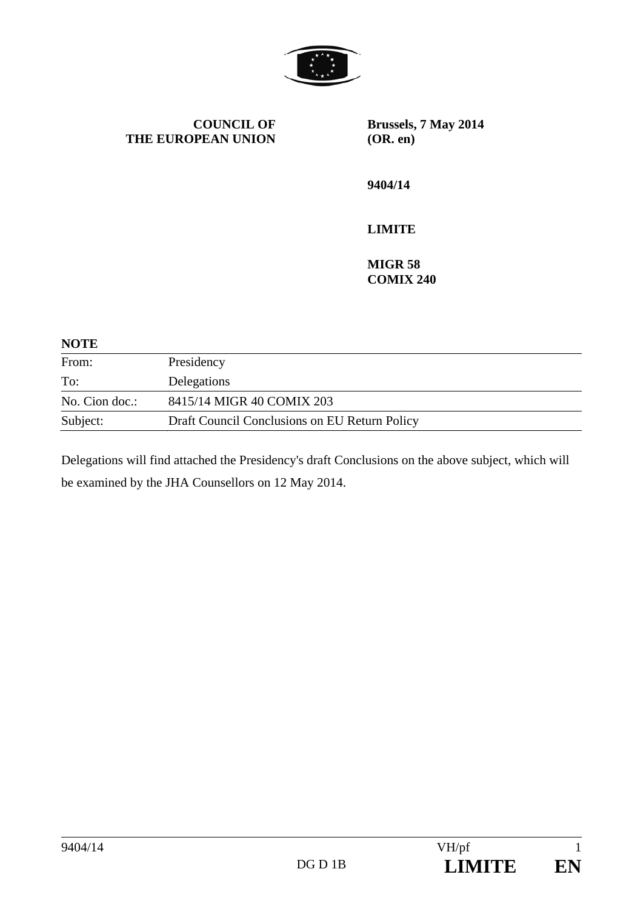**COUNCIL OF THE EUROPEAN UNION**

**Brussels, 7 May 2014**
**(OR. en)**

**9404/14**

**LIMITE**

**MIGR 58**
**COMIX 240**

**NOTE**

| | |
|---|---|
| From: | Presidency |
| To: | Delegations |
| No. Cion doc.: | 8415/14 MIGR 40 COMIX 203 |
| Subject: | Draft Council Conclusions on EU Return Policy |

Delegations will find attached the Presidency's draft Conclusions on the above subject, which will be examined by the JHA Counsellors on 12 May 2014.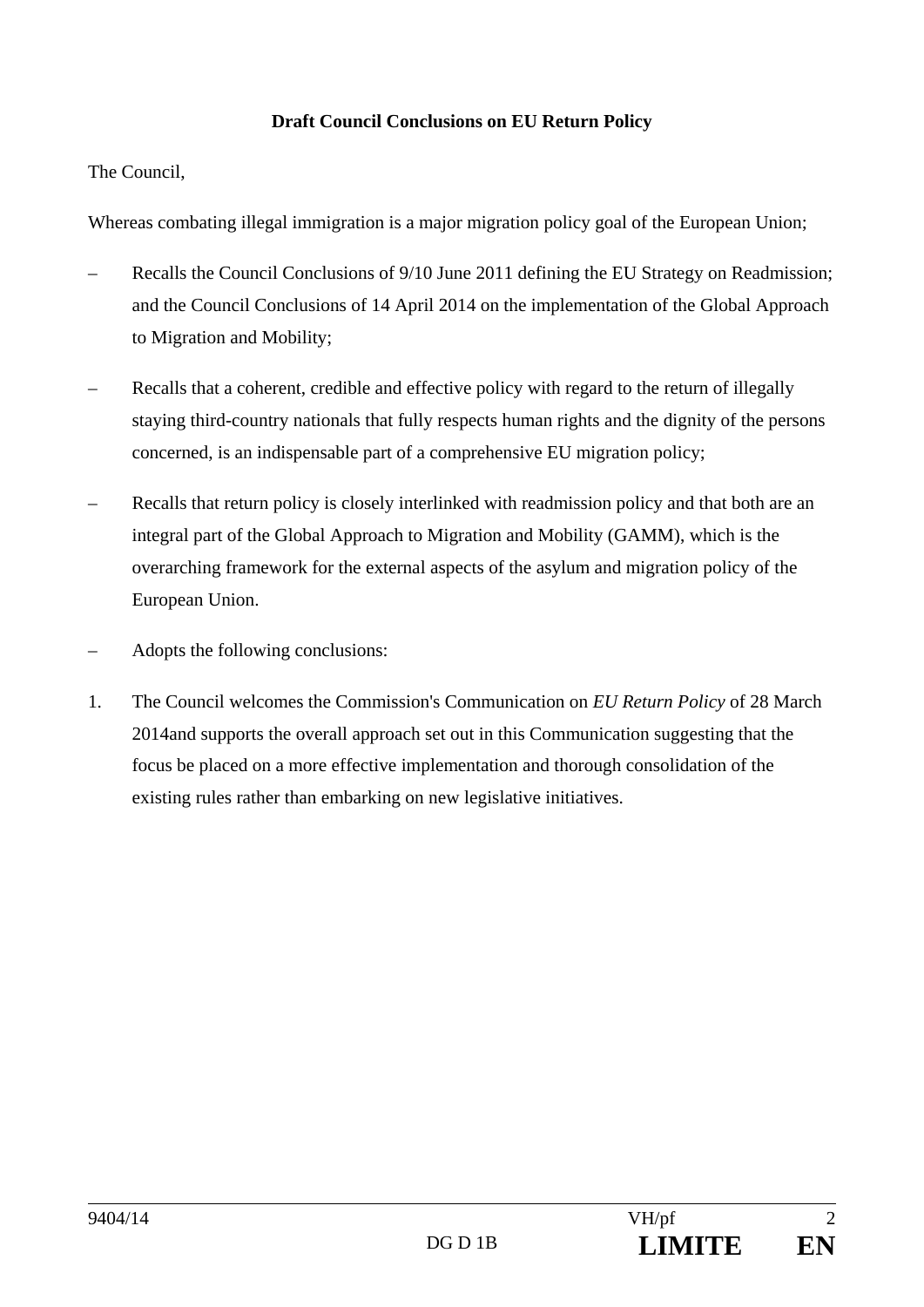**Draft Council Conclusions on EU Return Policy**

The Council,

Whereas combating illegal immigration is a major migration policy goal of the European Union;

– Recalls the Council Conclusions of 9/10 June 2011 defining the EU Strategy on Readmission; and the Council Conclusions of 14 April 2014 on the implementation of the Global Approach to Migration and Mobility;

– Recalls that a coherent, credible and effective policy with regard to the return of illegally staying third-country nationals that fully respects human rights and the dignity of the persons concerned, is an indispensable part of a comprehensive EU migration policy;

– Recalls that return policy is closely interlinked with readmission policy and that both are an integral part of the Global Approach to Migration and Mobility (GAMM), which is the overarching framework for the external aspects of the asylum and migration policy of the European Union.

– Adopts the following conclusions:

1. The Council welcomes the Commission's Communication on *EU Return Policy* of 28 March 2014and supports the overall approach set out in this Communication suggesting that the focus be placed on a more effective implementation and thorough consolidation of the existing rules rather than embarking on new legislative initiatives.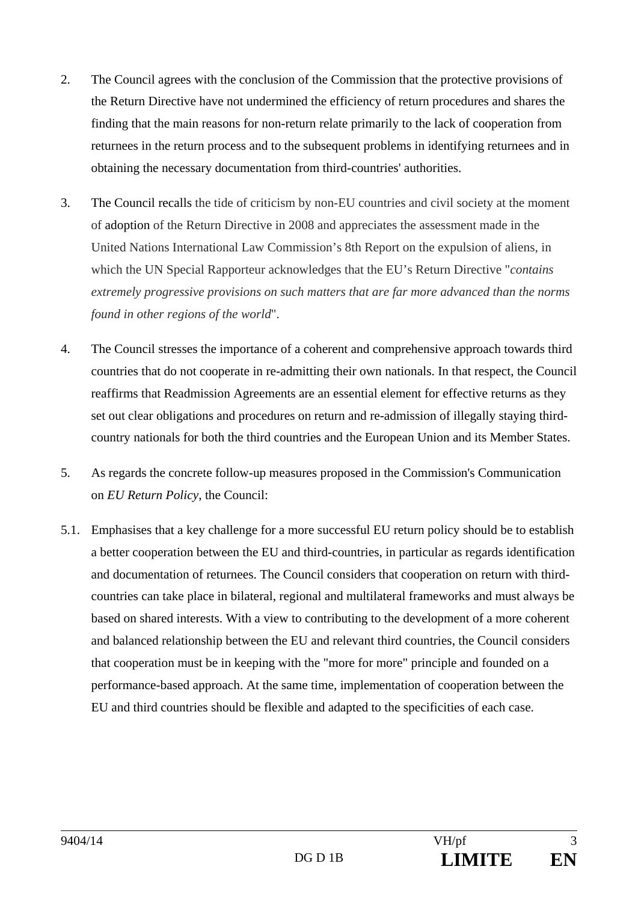2. The Council agrees with the conclusion of the Commission that the protective provisions of the Return Directive have not undermined the efficiency of return procedures and shares the finding that the main reasons for non-return relate primarily to the lack of cooperation from returnees in the return process and to the subsequent problems in identifying returnees and in obtaining the necessary documentation from third-countries' authorities.

3. The Council recalls the tide of criticism by non-EU countries and civil society at the moment of adoption of the Return Directive in 2008 and appreciates the assessment made in the United Nations International Law Commission's 8th Report on the expulsion of aliens, in which the UN Special Rapporteur acknowledges that the EU's Return Directive "*contains extremely progressive provisions on such matters that are far more advanced than the norms found in other regions of the world*".

4. The Council stresses the importance of a coherent and comprehensive approach towards third countries that do not cooperate in re-admitting their own nationals. In that respect, the Council reaffirms that Readmission Agreements are an essential element for effective returns as they set out clear obligations and procedures on return and re-admission of illegally staying third-country nationals for both the third countries and the European Union and its Member States.

5. As regards the concrete follow-up measures proposed in the Commission's Communication on *EU Return Policy*, the Council:

5.1. Emphasises that a key challenge for a more successful EU return policy should be to establish a better cooperation between the EU and third-countries, in particular as regards identification and documentation of returnees. The Council considers that cooperation on return with third-countries can take place in bilateral, regional and multilateral frameworks and must always be based on shared interests. With a view to contributing to the development of a more coherent and balanced relationship between the EU and relevant third countries, the Council considers that cooperation must be in keeping with the "more for more" principle and founded on a performance-based approach. At the same time, implementation of cooperation between the EU and third countries should be flexible and adapted to the specificities of each case.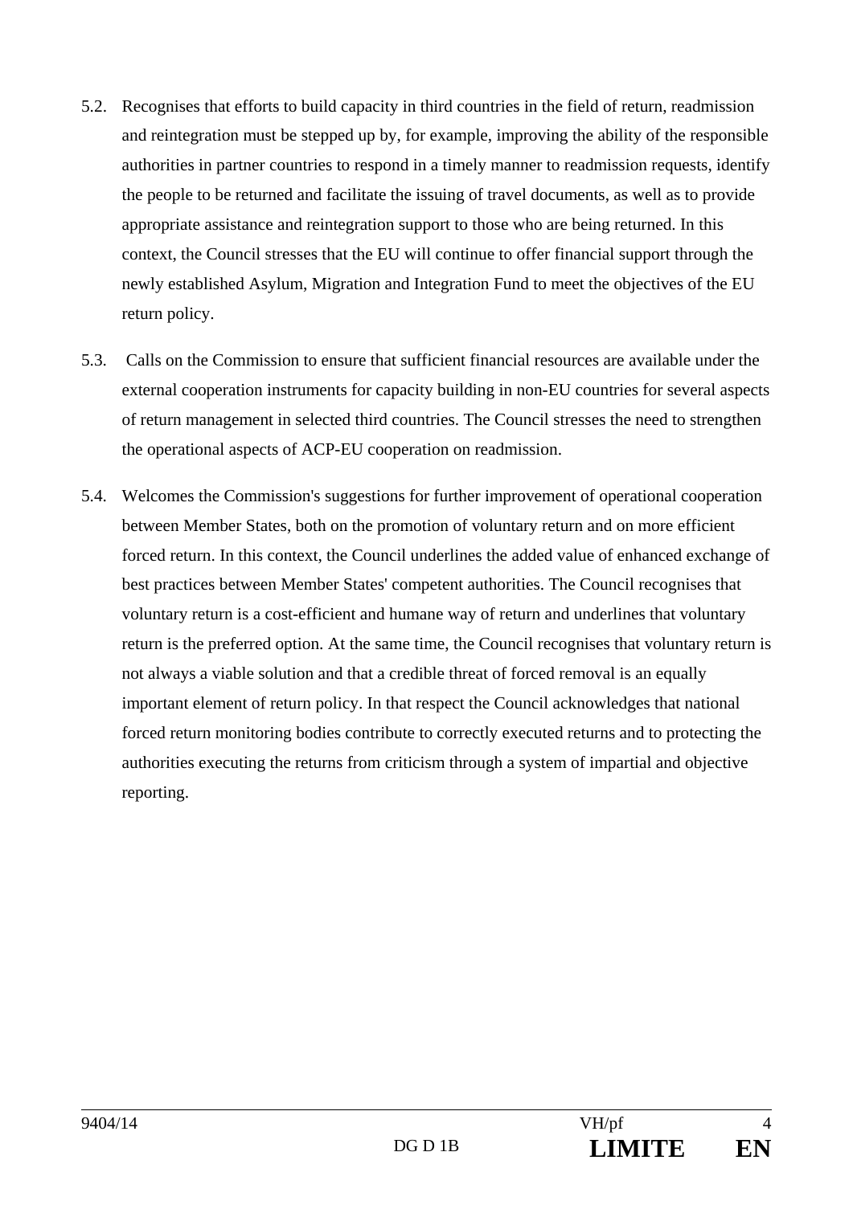5.2. Recognises that efforts to build capacity in third countries in the field of return, readmission and reintegration must be stepped up by, for example, improving the ability of the responsible authorities in partner countries to respond in a timely manner to readmission requests, identify the people to be returned and facilitate the issuing of travel documents, as well as to provide appropriate assistance and reintegration support to those who are being returned. In this context, the Council stresses that the EU will continue to offer financial support through the newly established Asylum, Migration and Integration Fund to meet the objectives of the EU return policy.

5.3. Calls on the Commission to ensure that sufficient financial resources are available under the external cooperation instruments for capacity building in non-EU countries for several aspects of return management in selected third countries. The Council stresses the need to strengthen the operational aspects of ACP-EU cooperation on readmission.

5.4. Welcomes the Commission's suggestions for further improvement of operational cooperation between Member States, both on the promotion of voluntary return and on more efficient forced return. In this context, the Council underlines the added value of enhanced exchange of best practices between Member States' competent authorities. The Council recognises that voluntary return is a cost-efficient and humane way of return and underlines that voluntary return is the preferred option. At the same time, the Council recognises that voluntary return is not always a viable solution and that a credible threat of forced removal is an equally important element of return policy. In that respect the Council acknowledges that national forced return monitoring bodies contribute to correctly executed returns and to protecting the authorities executing the returns from criticism through a system of impartial and objective reporting.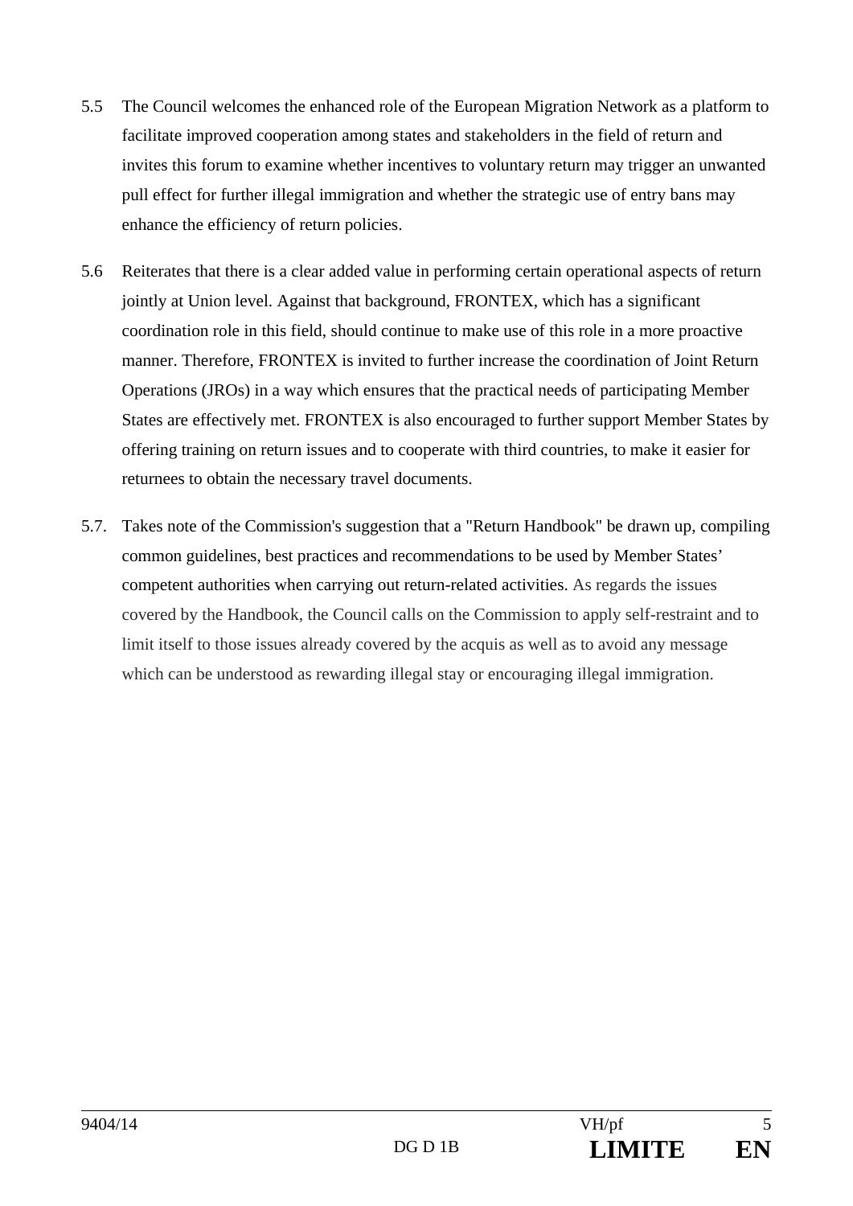5.5 The Council welcomes the enhanced role of the European Migration Network as a platform to facilitate improved cooperation among states and stakeholders in the field of return and invites this forum to examine whether incentives to voluntary return may trigger an unwanted pull effect for further illegal immigration and whether the strategic use of entry bans may enhance the efficiency of return policies.

5.6 Reiterates that there is a clear added value in performing certain operational aspects of return jointly at Union level. Against that background, FRONTEX, which has a significant coordination role in this field, should continue to make use of this role in a more proactive manner. Therefore, FRONTEX is invited to further increase the coordination of Joint Return Operations (JROs) in a way which ensures that the practical needs of participating Member States are effectively met. FRONTEX is also encouraged to further support Member States by offering training on return issues and to cooperate with third countries, to make it easier for returnees to obtain the necessary travel documents.

5.7. Takes note of the Commission's suggestion that a "Return Handbook" be drawn up, compiling common guidelines, best practices and recommendations to be used by Member States' competent authorities when carrying out return-related activities. As regards the issues covered by the Handbook, the Council calls on the Commission to apply self-restraint and to limit itself to those issues already covered by the acquis as well as to avoid any message which can be understood as rewarding illegal stay or encouraging illegal immigration.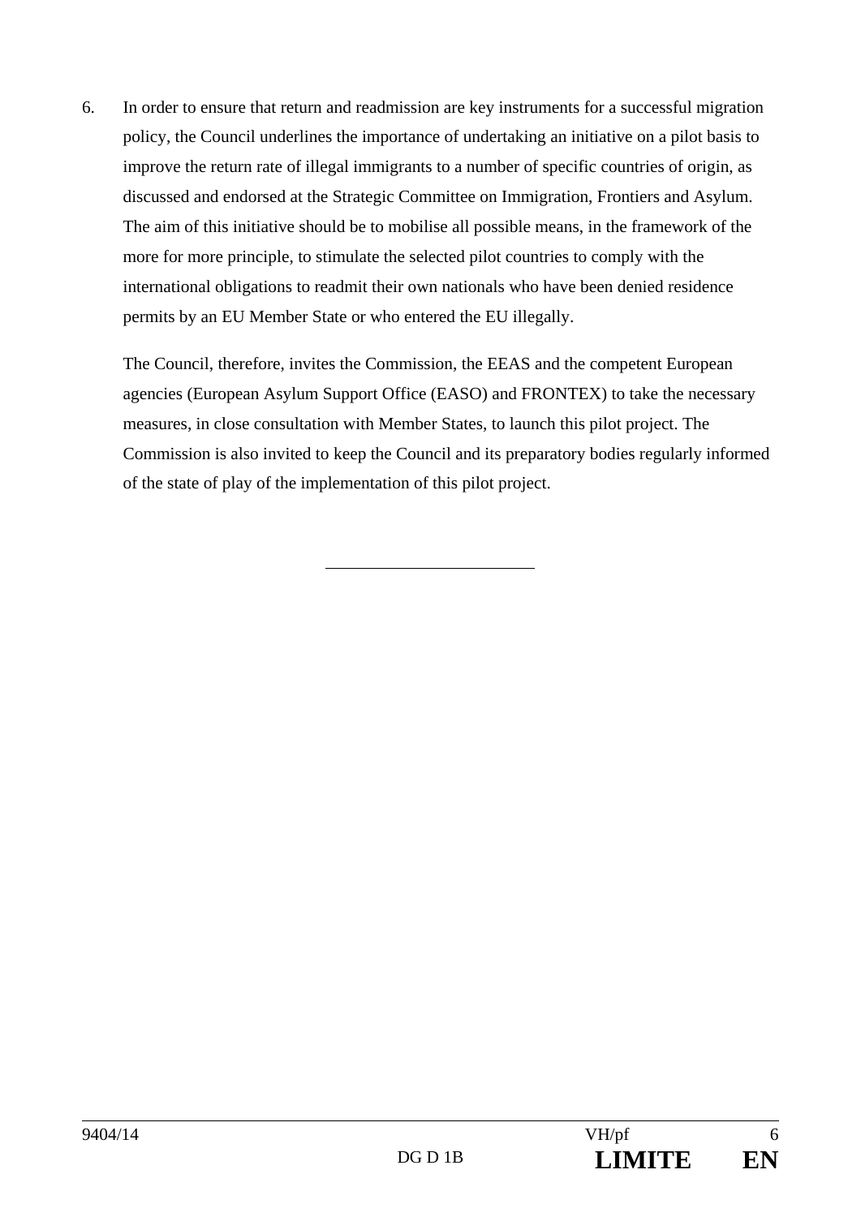6. In order to ensure that return and readmission are key instruments for a successful migration policy, the Council underlines the importance of undertaking an initiative on a pilot basis to improve the return rate of illegal immigrants to a number of specific countries of origin, as discussed and endorsed at the Strategic Committee on Immigration, Frontiers and Asylum. The aim of this initiative should be to mobilise all possible means, in the framework of the more for more principle, to stimulate the selected pilot countries to comply with the international obligations to readmit their own nationals who have been denied residence permits by an EU Member State or who entered the EU illegally.

   The Council, therefore, invites the Commission, the EEAS and the competent European agencies (European Asylum Support Office (EASO) and FRONTEX) to take the necessary measures, in close consultation with Member States, to launch this pilot project. The Commission is also invited to keep the Council and its preparatory bodies regularly informed of the state of play of the implementation of this pilot project.

---